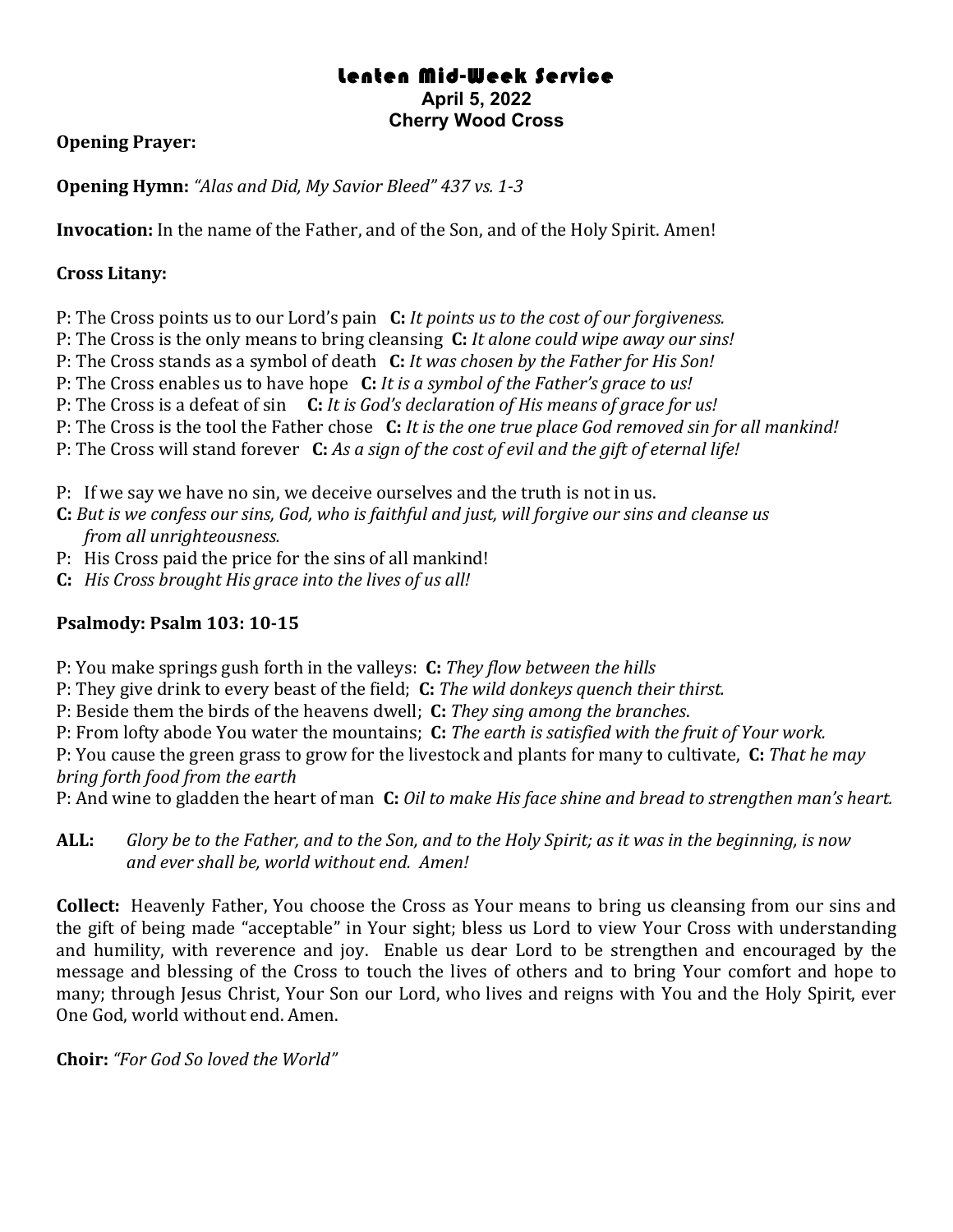# Lenten Mid-Week Service

**April 5, 2022**
**Cherry Wood Cross**

**Opening Prayer:**

**Opening Hymn:** *"Alas and Did, My Savior Bleed" 437 vs. 1-3*

**Invocation:** In the name of the Father, and of the Son, and of the Holy Spirit. Amen!

**Cross Litany:**

P: The Cross points us to our Lord's pain **C:** *It points us to the cost of our forgiveness.*
P: The Cross is the only means to bring cleansing **C:** *It alone could wipe away our sins!*
P: The Cross stands as a symbol of death **C:** *It was chosen by the Father for His Son!*
P: The Cross enables us to have hope **C:** *It is a symbol of the Father's grace to us!*
P: The Cross is a defeat of sin **C:** *It is God's declaration of His means of grace for us!*
P: The Cross is the tool the Father chose **C:** *It is the one true place God removed sin for all mankind!*
P: The Cross will stand forever **C:** *As a sign of the cost of evil and the gift of eternal life!*

P: If we say we have no sin, we deceive ourselves and the truth is not in us.
**C:** *But is we confess our sins, God, who is faithful and just, will forgive our sins and cleanse us from all unrighteousness.*
P: His Cross paid the price for the sins of all mankind!
**C:** *His Cross brought His grace into the lives of us all!*

**Psalmody: Psalm 103: 10-15**

P: You make springs gush forth in the valleys: **C:** *They flow between the hills*
P: They give drink to every beast of the field; **C:** *The wild donkeys quench their thirst.*
P: Beside them the birds of the heavens dwell; **C:** *They sing among the branches*.
P: From lofty abode You water the mountains; **C:** *The earth is satisfied with the fruit of Your work.*
P: You cause the green grass to grow for the livestock and plants for many to cultivate, **C:** *That he may bring forth food from the earth*
P: And wine to gladden the heart of man **C:** *Oil to make His face shine and bread to strengthen man's heart.*

**ALL:** *Glory be to the Father, and to the Son, and to the Holy Spirit; as it was in the beginning, is now and ever shall be, world without end. Amen!*

**Collect:** Heavenly Father, You choose the Cross as Your means to bring us cleansing from our sins and the gift of being made "acceptable" in Your sight; bless us Lord to view Your Cross with understanding and humility, with reverence and joy. Enable us dear Lord to be strengthen and encouraged by the message and blessing of the Cross to touch the lives of others and to bring Your comfort and hope to many; through Jesus Christ, Your Son our Lord, who lives and reigns with You and the Holy Spirit, ever One God, world without end. Amen.

**Choir:** *"For God So loved the World"*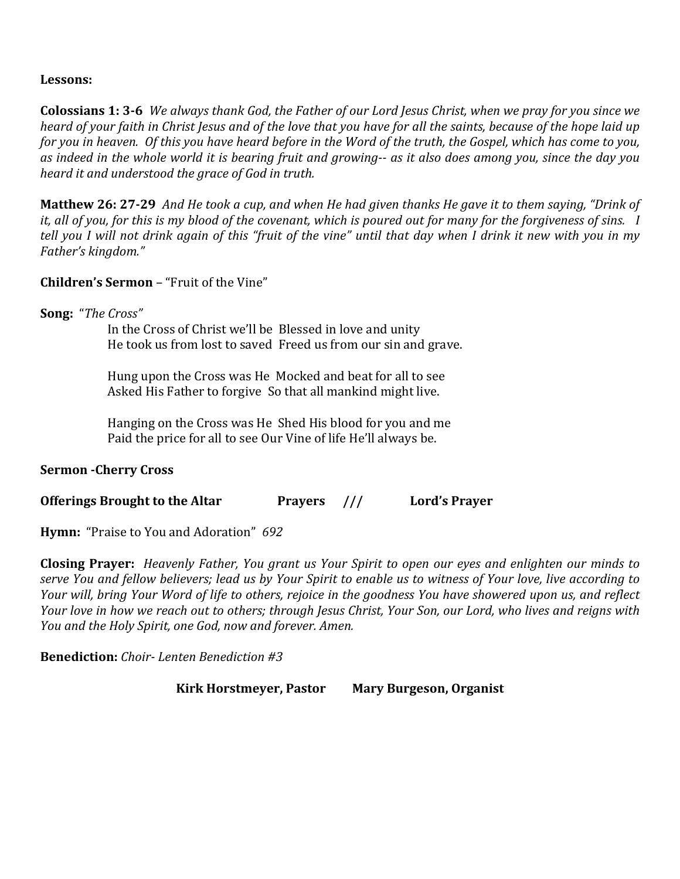**Lessons:**

**Colossians 1: 3-6** *We always thank God, the Father of our Lord Jesus Christ, when we pray for you since we heard of your faith in Christ Jesus and of the love that you have for all the saints, because of the hope laid up for you in heaven. Of this you have heard before in the Word of the truth, the Gospel, which has come to you, as indeed in the whole world it is bearing fruit and growing-- as it also does among you, since the day you heard it and understood the grace of God in truth.*

**Matthew 26: 27-29** *And He took a cup, and when He had given thanks He gave it to them saying, "Drink of it, all of you, for this is my blood of the covenant, which is poured out for many for the forgiveness of sins. I tell you I will not drink again of this "fruit of the vine" until that day when I drink it new with you in my Father's kingdom."*

**Children's Sermon** – "Fruit of the Vine"

**Song:** "*The Cross"*

In the Cross of Christ we'll be Blessed in love and unity
He took us from lost to saved Freed us from our sin and grave.

Hung upon the Cross was He Mocked and beat for all to see
Asked His Father to forgive So that all mankind might live.

Hanging on the Cross was He Shed His blood for you and me
Paid the price for all to see Our Vine of life He'll always be.

**Sermon -Cherry Cross**

**Offerings Brought to the Altar** **Prayers** **///** **Lord's Prayer**

**Hymn:** "Praise to You and Adoration" *692*

**Closing Prayer:** *Heavenly Father, You grant us Your Spirit to open our eyes and enlighten our minds to serve You and fellow believers; lead us by Your Spirit to enable us to witness of Your love, live according to Your will, bring Your Word of life to others, rejoice in the goodness You have showered upon us, and reflect Your love in how we reach out to others; through Jesus Christ, Your Son, our Lord, who lives and reigns with You and the Holy Spirit, one God, now and forever. Amen.*

**Benediction:** *Choir- Lenten Benediction #3*

**Kirk Horstmeyer, Pastor** **Mary Burgeson, Organist**